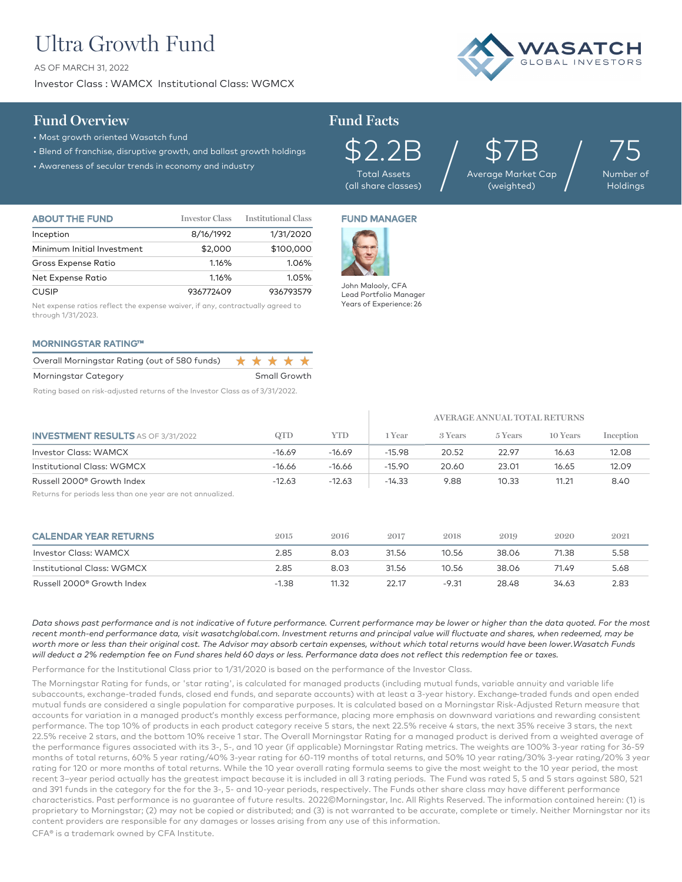# Ultra Growth Fund

AS OF MARCH 31, 2022

Investor Class : WAMCX Institutional Class: WGMCX

WASATCH GLOBAL INVESTORS

## Fund Overview

- Most growth oriented Wasatch fund
- Blend of franchise, disruptive growth, and ballast growth holdings
- Awareness of secular trends in economy and industry

## Fund Facts

| $2.2B | $7B | 75 |
|---|---|---|
| Total Assets (all share classes) | Average Market Cap (weighted) | Number of Holdings |

### ABOUT THE FUND

| ABOUT THE FUND | Investor Class | Institutional Class |
|---|---|---|
| Inception | 8/16/1992 | 1/31/2020 |
| Minimum Initial Investment | $2,000 | $100,000 |
| Gross Expense Ratio | 1.16% | 1.06% |
| Net Expense Ratio | 1.16% | 1.05% |
| CUSIP | 936772409 | 936793579 |

Net expense ratios reflect the expense waiver, if any, contractually agreed to through 1/31/2023.

### FUND MANAGER

John Malooly, CFA
Lead Portfolio Manager
Years of Experience: 26

### MORNINGSTAR RATING™

| | |
|---|---|
| Overall Morningstar Rating (out of 580 funds) | ★★★★★ |
| Morningstar Category | Small Growth |

Rating based on risk-adjusted returns of the Investor Class as of 3/31/2022.

### INVESTMENT RESULTS AS OF 3/31/2022

| INVESTMENT RESULTS AS OF 3/31/2022 | QTD | YTD | AVERAGE ANNUAL TOTAL RETURNS 1 Year | 3 Years | 5 Years | 10 Years | Inception |
|---|---|---|---|---|---|---|---|
| Investor Class: WAMCX | -16.69 | -16.69 | -15.98 | 20.52 | 22.97 | 16.63 | 12.08 |
| Institutional Class: WGMCX | -16.66 | -16.66 | -15.90 | 20.60 | 23.01 | 16.65 | 12.09 |
| Russell 2000® Growth Index | -12.63 | -12.63 | -14.33 | 9.88 | 10.33 | 11.21 | 8.40 |

Returns for periods less than one year are not annualized.

### CALENDAR YEAR RETURNS

| CALENDAR YEAR RETURNS | 2015 | 2016 | 2017 | 2018 | 2019 | 2020 | 2021 |
|---|---|---|---|---|---|---|---|
| Investor Class: WAMCX | 2.85 | 8.03 | 31.56 | 10.56 | 38.06 | 71.38 | 5.58 |
| Institutional Class: WGMCX | 2.85 | 8.03 | 31.56 | 10.56 | 38.06 | 71.49 | 5.68 |
| Russell 2000® Growth Index | -1.38 | 11.32 | 22.17 | -9.31 | 28.48 | 34.63 | 2.83 |

*Data shows past performance and is not indicative of future performance. Current performance may be lower or higher than the data quoted. For the most recent month-end performance data, visit wasatchglobal.com. Investment returns and principal value will fluctuate and shares, when redeemed, may be worth more or less than their original cost. The Advisor may absorb certain expenses, without which total returns would have been lower.Wasatch Funds will deduct a 2% redemption fee on Fund shares held 60 days or less. Performance data does not reflect this redemption fee or taxes.*

Performance for the Institutional Class prior to 1/31/2020 is based on the performance of the Investor Class.

The Morningstar Rating for funds, or 'star rating', is calculated for managed products (including mutual funds, variable annuity and variable life subaccounts, exchange-traded funds, closed end funds, and separate accounts) with at least a 3-year history. Exchange-traded funds and open ended mutual funds are considered a single population for comparative purposes. It is calculated based on a Morningstar Risk-Adjusted Return measure that accounts for variation in a managed product's monthly excess performance, placing more emphasis on downward variations and rewarding consistent performance. The top 10% of products in each product category receive 5 stars, the next 22.5% receive 4 stars, the next 35% receive 3 stars, the next 22.5% receive 2 stars, and the bottom 10% receive 1 star. The Overall Morningstar Rating for a managed product is derived from a weighted average of the performance figures associated with its 3-, 5-, and 10 year (if applicable) Morningstar Rating metrics. The weights are 100% 3-year rating for 36-59 months of total returns, 60% 5 year rating/40% 3-year rating for 60-119 months of total returns, and 50% 10 year rating/30% 3-year rating/20% 3 year rating for 120 or more months of total returns. While the 10 year overall rating formula seems to give the most weight to the 10 year period, the most recent 3–year period actually has the greatest impact because it is included in all 3 rating periods. The Fund was rated 5, 5 and 5 stars against 580, 521 and 391 funds in the category for the for the 3-, 5- and 10-year periods, respectively. The Funds other share class may have different performance characteristics. Past performance is no guarantee of future results. 2022©Morningstar, Inc. All Rights Reserved. The information contained herein: (1) is proprietary to Morningstar; (2) may not be copied or distributed; and (3) is not warranted to be accurate, complete or timely. Neither Morningstar nor its content providers are responsible for any damages or losses arising from any use of this information.

CFA® is a trademark owned by CFA Institute.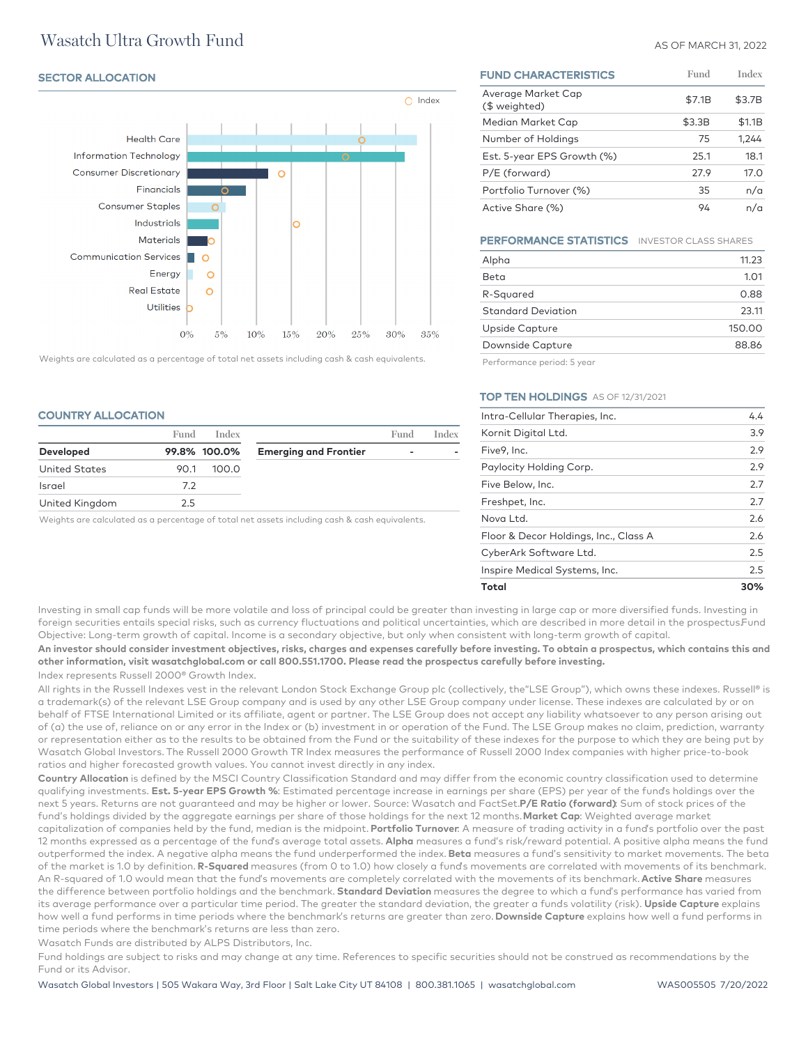# Wasatch Ultra Growth Fund

AS OF MARCH 31, 2022

## SECTOR ALLOCATION

Index

Health Care
Information Technology
Consumer Discretionary
Financials
Consumer Staples
Industrials
Materials
Communication Services
Energy
Real Estate
Utilities

0% 5% 10% 15% 20% 25% 30% 35%

Weights are calculated as a percentage of total net assets including cash & cash equivalents.

## FUND CHARACTERISTICS

| FUND CHARACTERISTICS | Fund | Index |
|---|---|---|
| Average Market Cap ($ weighted) | $7.1B | $3.7B |
| Median Market Cap | $3.3B | $1.1B |
| Number of Holdings | 75 | 1,244 |
| Est. 5-year EPS Growth (%) | 25.1 | 18.1 |
| P/E (forward) | 27.9 | 17.0 |
| Portfolio Turnover (%) | 35 | n/a |
| Active Share (%) | 94 | n/a |

## PERFORMANCE STATISTICS INVESTOR CLASS SHARES

| | |
|---|---|
| Alpha | 11.23 |
| Beta | 1.01 |
| R-Squared | 0.88 |
| Standard Deviation | 23.11 |
| Upside Capture | 150.00 |
| Downside Capture | 88.86 |

Performance period: 5 year

## COUNTRY ALLOCATION

| | Fund | Index | | Fund | Index |
|---|---|---|---|---|---|
| **Developed** | **99.8%** | **100.0%** | **Emerging and Frontier** | - | - |
| United States | 90.1 | 100.0 | | | |
| Israel | 7.2 | | | | |
| United Kingdom | 2.5 | | | | |

Weights are calculated as a percentage of total net assets including cash & cash equivalents.

## TOP TEN HOLDINGS AS OF 12/31/2021

| | |
|---|---|
| Intra-Cellular Therapies, Inc. | 4.4 |
| Kornit Digital Ltd. | 3.9 |
| Five9, Inc. | 2.9 |
| Paylocity Holding Corp. | 2.9 |
| Five Below, Inc. | 2.7 |
| Freshpet, Inc. | 2.7 |
| Nova Ltd. | 2.6 |
| Floor & Decor Holdings, Inc., Class A | 2.6 |
| CyberArk Software Ltd. | 2.5 |
| Inspire Medical Systems, Inc. | 2.5 |
| **Total** | **30%** |

Investing in small cap funds will be more volatile and loss of principal could be greater than investing in large cap or more diversified funds. Investing in foreign securities entails special risks, such as currency fluctuations and political uncertainties, which are described in more detail in the prospectus.Fund Objective: Long-term growth of capital. Income is a secondary objective, but only when consistent with long-term growth of capital.

**An investor should consider investment objectives, risks, charges and expenses carefully before investing. To obtain a prospectus, which contains this and other information, visit wasatchglobal.com or call 800.551.1700. Please read the prospectus carefully before investing.**

Index represents Russell 2000® Growth Index.

All rights in the Russell Indexes vest in the relevant London Stock Exchange Group plc (collectively, the"LSE Group"), which owns these indexes. Russell® is a trademark(s) of the relevant LSE Group company and is used by any other LSE Group company under license. These indexes are calculated by or on behalf of FTSE International Limited or its affiliate, agent or partner. The LSE Group does not accept any liability whatsoever to any person arising out of (a) the use of, reliance on or any error in the Index or (b) investment in or operation of the Fund. The LSE Group makes no claim, prediction, warranty or representation either as to the results to be obtained from the Fund or the suitability of these indexes for the purpose to which they are being put by Wasatch Global Investors. The Russell 2000 Growth TR Index measures the performance of Russell 2000 Index companies with higher price-to-book ratios and higher forecasted growth values. You cannot invest directly in any index.

**Country Allocation** is defined by the MSCI Country Classification Standard and may differ from the economic country classification used to determine qualifying investments. **Est. 5-year EPS Growth %**: Estimated percentage increase in earnings per share (EPS) per year of the fund's holdings over the next 5 years. Returns are not guaranteed and may be higher or lower. Source: Wasatch and FactSet.**P/E Ratio (forward)**: Sum of stock prices of the fund's holdings divided by the aggregate earnings per share of those holdings for the next 12 months.**Market Cap**: Weighted average market capitalization of companies held by the fund, median is the midpoint. **Portfolio Turnover**: A measure of trading activity in a fund's portfolio over the past 12 months expressed as a percentage of the fund's average total assets. **Alpha** measures a fund's risk/reward potential. A positive alpha means the fund outperformed the index. A negative alpha means the fund underperformed the index. **Beta** measures a fund's sensitivity to market movements. The beta of the market is 1.0 by definition. **R-Squared** measures (from 0 to 1.0) how closely a fund's movements are correlated with movements of its benchmark. An R-squared of 1.0 would mean that the fund's movements are completely correlated with the movements of its benchmark. **Active Share** measures the difference between portfolio holdings and the benchmark. **Standard Deviation** measures the degree to which a fund's performance has varied from its average performance over a particular time period. The greater the standard deviation, the greater a fund's volatility (risk). **Upside Capture** explains how well a fund performs in time periods where the benchmark's returns are greater than zero. **Downside Capture** explains how well a fund performs in time periods where the benchmark's returns are less than zero.

Wasatch Funds are distributed by ALPS Distributors, Inc.

Fund holdings are subject to risks and may change at any time. References to specific securities should not be construed as recommendations by the Fund or its Advisor.

Wasatch Global Investors | 505 Wakara Way, 3rd Floor | Salt Lake City UT 84108 | 800.381.1065 | wasatchglobal.com WAS005505 7/20/2022